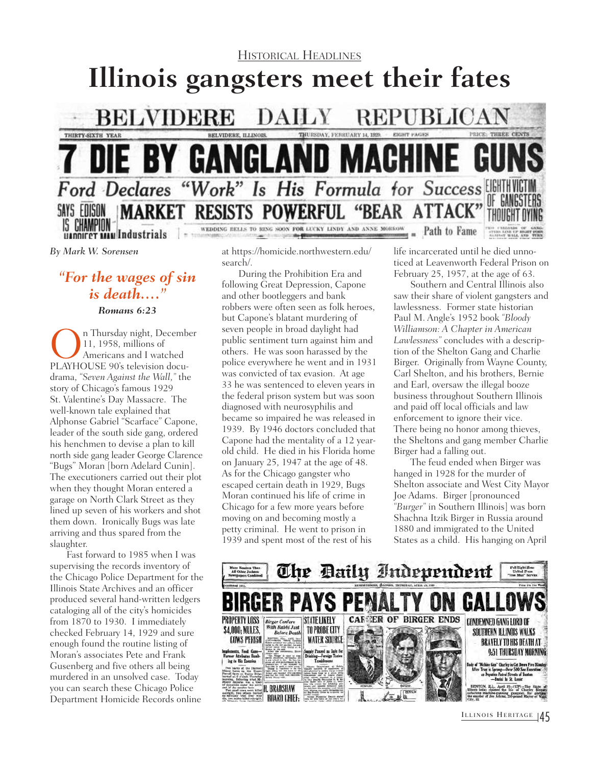Historical Headlines

# Illinois gangsters meet their fates

BELVIDERE DAILY REPUBLICAN

THIRTY-SIXTH YEAR — BELVIDERE, ILLINOIS. — THURSDAY, FEBRUARY 14, 1929. — EIGHT PAGES — PRICE: THREE CENTS

7 DIE BY GANGLAND MACHINE GUNS

*Ford Declares "Work" Is His Formula for Success*

EIGHTH VICTIM OF GANGSTERS THOUGHT DYING

SAYS EDISON IS CHAMPION

MARKET RESISTS POWERFUL "BEAR ATTACK"

Industrials

WEDDING BELLS TO RING SOON FOR LUCKY LINDY AND ANNE MORROW

Path to Fame

*By Mark W. Sorensen*

***"For the wages of sin is death…."***

***Romans 6:23***

On Thursday night, December 11, 1958, millions of Americans and I watched PLAYHOUSE 90's television docu-drama, *"Seven Against the Wall,"* the story of Chicago's famous 1929 St. Valentine's Day Massacre. The well-known tale explained that Alphonse Gabriel "Scarface" Capone, leader of the south side gang, ordered his henchmen to devise a plan to kill north side gang leader George Clarence "Bugs" Moran [born Adelard Cunin]. The executioners carried out their plot when they thought Moran entered a garage on North Clark Street as they lined up seven of his workers and shot them down. Ironically Bugs was late arriving and thus spared from the slaughter.

Fast forward to 1985 when I was supervising the records inventory of the Chicago Police Department for the Illinois State Archives and an officer produced several hand-written ledgers cataloging all of the city's homicides from 1870 to 1930. I immediately checked February 14, 1929 and sure enough found the routine listing of Moran's associates Pete and Frank Gusenberg and five others all being murdered in an unsolved case. Today you can search these Chicago Police Department Homicide Records online at https://homicide.northwestern.edu/search/.

During the Prohibition Era and following Great Depression, Capone and other bootleggers and bank robbers were often seen as folk heroes, but Capone's blatant murdering of seven people in broad daylight had public sentiment turn against him and others. He was soon harassed by the police everywhere he went and in 1931 was convicted of tax evasion. At age 33 he was sentenced to eleven years in the federal prison system but was soon diagnosed with neurosyphilis and became so impaired he was released in 1939. By 1946 doctors concluded that Capone had the mentality of a 12 year-old child. He died in his Florida home on January 25, 1947 at the age of 48. As for the Chicago gangster who escaped certain death in 1929, Bugs Moran continued his life of crime in Chicago for a few more years before moving on and becoming mostly a petty criminal. He went to prison in 1939 and spent most of the rest of his life incarcerated until he died unnoticed at Leavenworth Federal Prison on February 25, 1957, at the age of 63.

Southern and Central Illinois also saw their share of violent gangsters and lawlessness. Former state historian Paul M. Angle's 1952 book *"Bloody Williamson: A Chapter in American Lawlessness"* concludes with a description of the Shelton Gang and Charlie Birger. Originally from Wayne County, Carl Shelton, and his brothers, Bernie and Earl, oversaw the illegal booze business throughout Southern Illinois and paid off local officials and law enforcement to ignore their vice. There being no honor among thieves, the Sheltons and gang member Charlie Birger had a falling out.

The feud ended when Birger was hanged in 1928 for the murder of Shelton associate and West City Mayor Joe Adams. Birger [pronounced *"Burger"* in Southern Illinois] was born Shachna Itzik Birger in Russia around 1880 and immigrated to the United States as a child. His hanging on April

The Daily Independent

BIRGER PAYS PENALTY ON GALLOWS

PROPERTY LOSS $4,000; MULES, COWS PERISH

*Birger Confers With Rabbi Just Before Death*

STATE LIKELY TO PROBE CITY WATER SOURCE

CAREER OF BIRGER ENDS

CONDEMNED GANG LORD OF SOUTHERN ILLINOIS WALKS BRAVELY TO HIS DEATH AT 9:51 THURSDAY MORNING

H. BRADSHAW BOARD CHIEF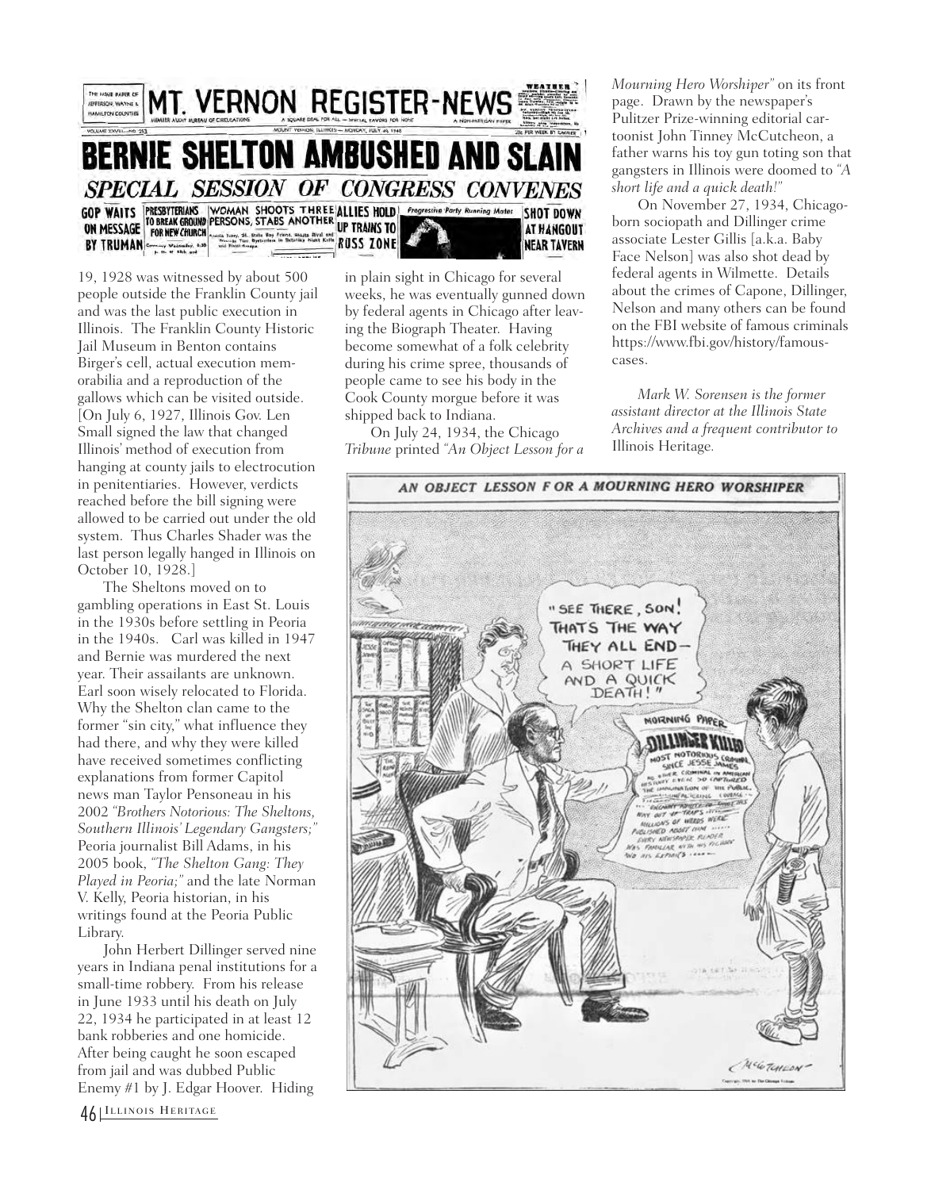MT. VERNON REGISTER-NEWS

# BERNIE SHELTON AMBUSHED AND SLAIN

## SPECIAL SESSION OF CONGRESS CONVENES

GOP WAITS ON MESSAGE BY TRUMAN | PRESBYTERIANS TO BREAK GROUND FOR NEW CHURCH | WOMAN SHOOTS THREE PERSONS, STABS ANOTHER | ALLIES HOLD UP TRAINS TO RUSS ZONE | SHOT DOWN AT HANGOUT NEAR TAVERN

19, 1928 was witnessed by about 500 people outside the Franklin County jail and was the last public execution in Illinois. The Franklin County Historic Jail Museum in Benton contains Birger's cell, actual execution memorabilia and a reproduction of the gallows which can be visited outside. [On July 6, 1927, Illinois Gov. Len Small signed the law that changed Illinois' method of execution from hanging at county jails to electrocution in penitentiaries. However, verdicts reached before the bill signing were allowed to be carried out under the old system. Thus Charles Shader was the last person legally hanged in Illinois on October 10, 1928.]

The Sheltons moved on to gambling operations in East St. Louis in the 1930s before settling in Peoria in the 1940s. Carl was killed in 1947 and Bernie was murdered the next year. Their assailants are unknown. Earl soon wisely relocated to Florida. Why the Shelton clan came to the former "sin city," what influence they had there, and why they were killed have received sometimes conflicting explanations from former Capitol news man Taylor Pensoneau in his 2002 *"Brothers Notorious: The Sheltons, Southern Illinois' Legendary Gangsters;"* Peoria journalist Bill Adams, in his 2005 book, *"The Shelton Gang: They Played in Peoria;"* and the late Norman V. Kelly, Peoria historian, in his writings found at the Peoria Public Library.

John Herbert Dillinger served nine years in Indiana penal institutions for a small-time robbery. From his release in June 1933 until his death on July 22, 1934 he participated in at least 12 bank robberies and one homicide. After being caught he soon escaped from jail and was dubbed Public Enemy #1 by J. Edgar Hoover. Hiding in plain sight in Chicago for several weeks, he was eventually gunned down by federal agents in Chicago after leaving the Biograph Theater. Having become somewhat of a folk celebrity during his crime spree, thousands of people came to see his body in the Cook County morgue before it was shipped back to Indiana.

On July 24, 1934, the Chicago *Tribune* printed *"An Object Lesson for a Mourning Hero Worshiper"* on its front page. Drawn by the newspaper's Pulitzer Prize-winning editorial cartoonist John Tinney McCutcheon, a father warns his toy gun toting son that gangsters in Illinois were doomed to *"A short life and a quick death!"*

On November 27, 1934, Chicago-born sociopath and Dillinger crime associate Lester Gillis [a.k.a. Baby Face Nelson] was also shot dead by federal agents in Wilmette. Details about the crimes of Capone, Dillinger, Nelson and many others can be found on the FBI website of famous criminals https://www.fbi.gov/history/famous-cases.

*Mark W. Sorensen is the former assistant director at the Illinois State Archives and a frequent contributor to* Illinois Heritage.

AN OBJECT LESSON FOR A MOURNING HERO WORSHIPER

"SEE THERE, SON! THATS THE WAY THEY ALL END— A SHORT LIFE AND A QUICK DEATH!"

MORNING PAPER

DILLINGER KILLED